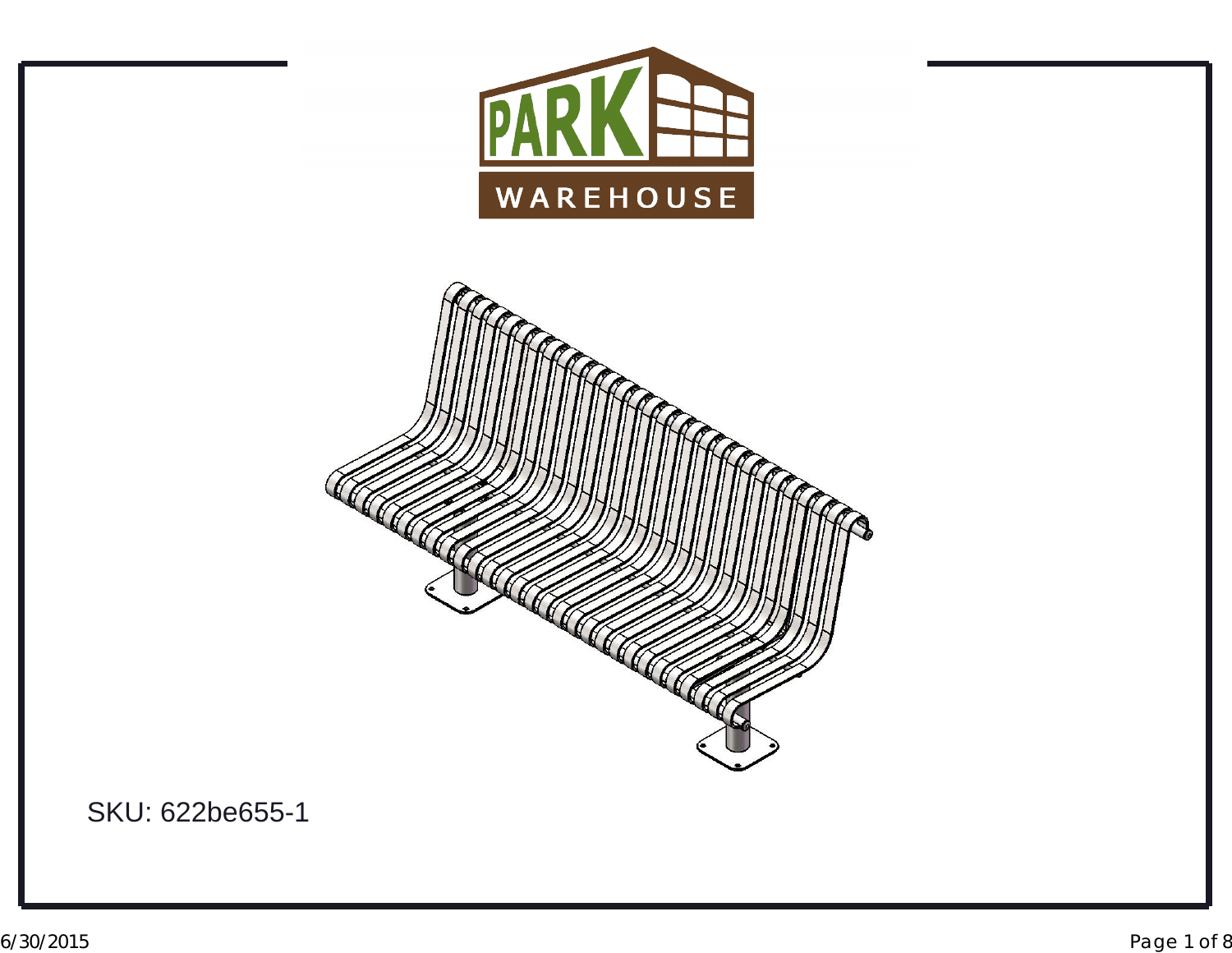PARK WAREHOUSE

SKU: 622be655-1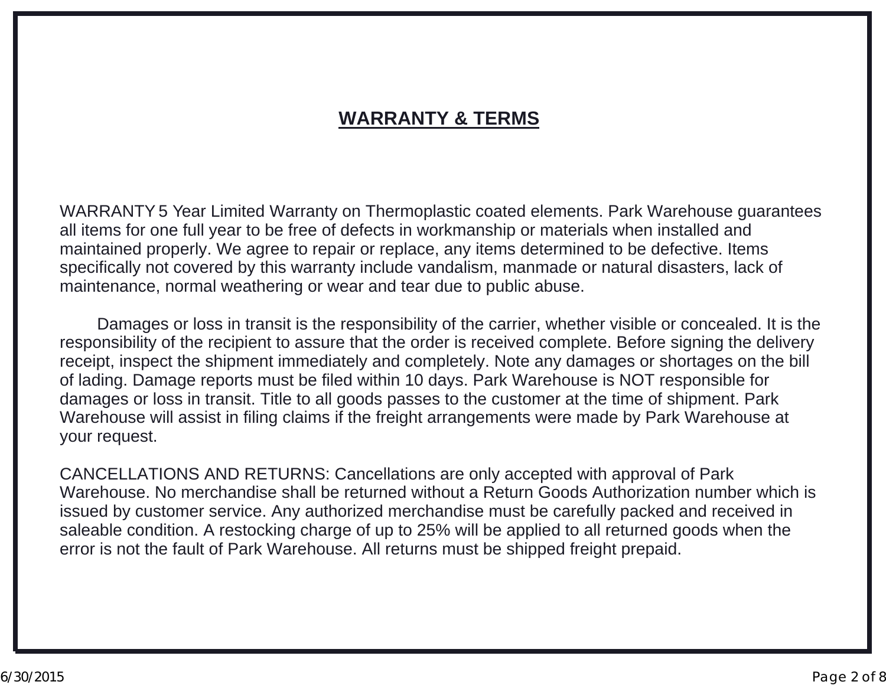# WARRANTY & TERMS

WARRANTY 5 Year Limited Warranty on Thermoplastic coated elements. Park Warehouse guarantees all items for one full year to be free of defects in workmanship or materials when installed and maintained properly. We agree to repair or replace, any items determined to be defective. Items specifically not covered by this warranty include vandalism, manmade or natural disasters, lack of maintenance, normal weathering or wear and tear due to public abuse.

Damages or loss in transit is the responsibility of the carrier, whether visible or concealed. It is the responsibility of the recipient to assure that the order is received complete. Before signing the delivery receipt, inspect the shipment immediately and completely. Note any damages or shortages on the bill of lading. Damage reports must be filed within 10 days. Park Warehouse is NOT responsible for damages or loss in transit. Title to all goods passes to the customer at the time of shipment. Park Warehouse will assist in filing claims if the freight arrangements were made by Park Warehouse at your request.

CANCELLATIONS AND RETURNS: Cancellations are only accepted with approval of Park Warehouse. No merchandise shall be returned without a Return Goods Authorization number which is issued by customer service. Any authorized merchandise must be carefully packed and received in saleable condition. A restocking charge of up to 25% will be applied to all returned goods when the error is not the fault of Park Warehouse. All returns must be shipped freight prepaid.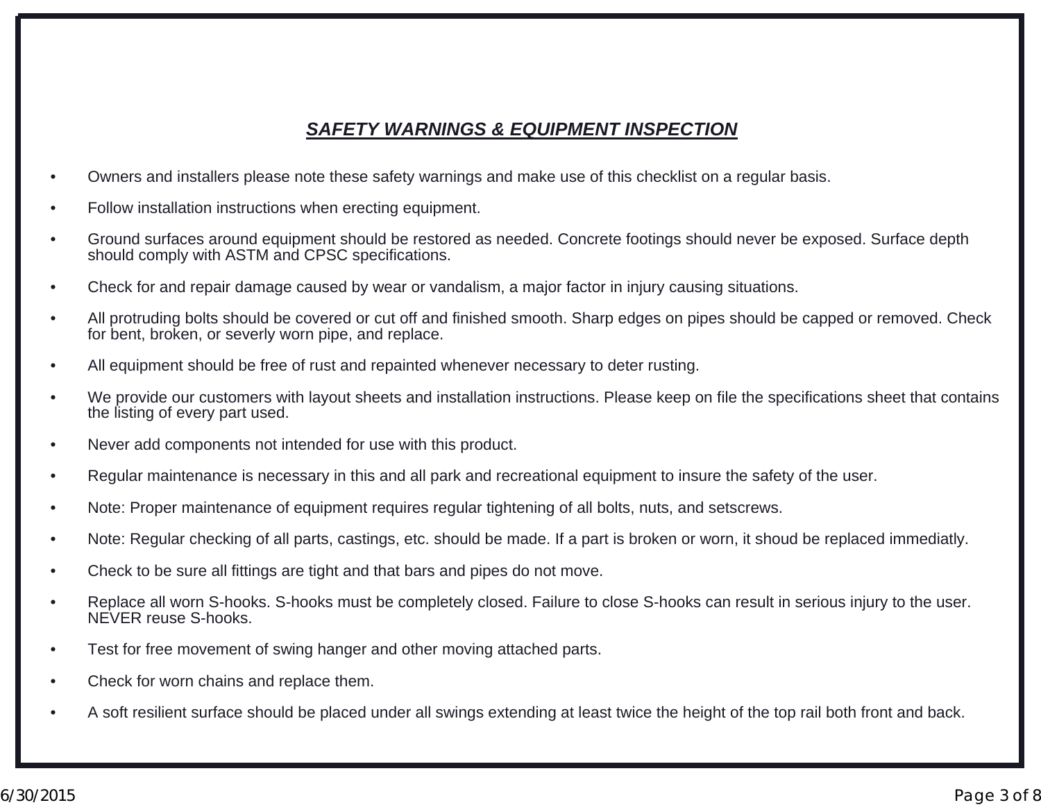## *SAFETY WARNINGS & EQUIPMENT INSPECTION*

- Owners and installers please note these safety warnings and make use of this checklist on a regular basis.
- Follow installation instructions when erecting equipment.
- Ground surfaces around equipment should be restored as needed. Concrete footings should never be exposed. Surface depth should comply with ASTM and CPSC specifications.
- Check for and repair damage caused by wear or vandalism, a major factor in injury causing situations.
- All protruding bolts should be covered or cut off and finished smooth. Sharp edges on pipes should be capped or removed. Check for bent, broken, or severly worn pipe, and replace.
- All equipment should be free of rust and repainted whenever necessary to deter rusting.
- We provide our customers with layout sheets and installation instructions. Please keep on file the specifications sheet that contains the listing of every part used.
- Never add components not intended for use with this product.
- Regular maintenance is necessary in this and all park and recreational equipment to insure the safety of the user.
- Note: Proper maintenance of equipment requires regular tightening of all bolts, nuts, and setscrews.
- Note: Regular checking of all parts, castings, etc. should be made. If a part is broken or worn, it shoud be replaced immediatly.
- Check to be sure all fittings are tight and that bars and pipes do not move.
- Replace all worn S-hooks. S-hooks must be completely closed. Failure to close S-hooks can result in serious injury to the user. NEVER reuse S-hooks.
- Test for free movement of swing hanger and other moving attached parts.
- Check for worn chains and replace them.
- A soft resilient surface should be placed under all swings extending at least twice the height of the top rail both front and back.

6/30/2015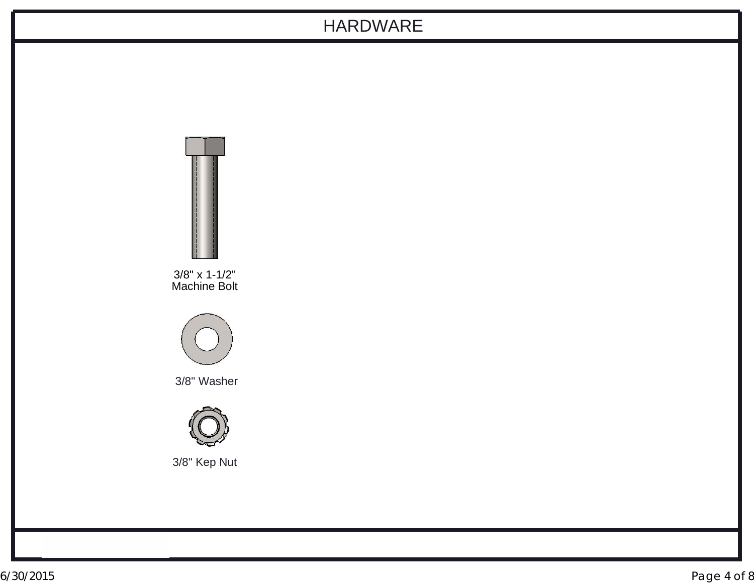# HARDWARE

3/8" x 1-1/2"
Machine Bolt

3/8" Washer

3/8" Kep Nut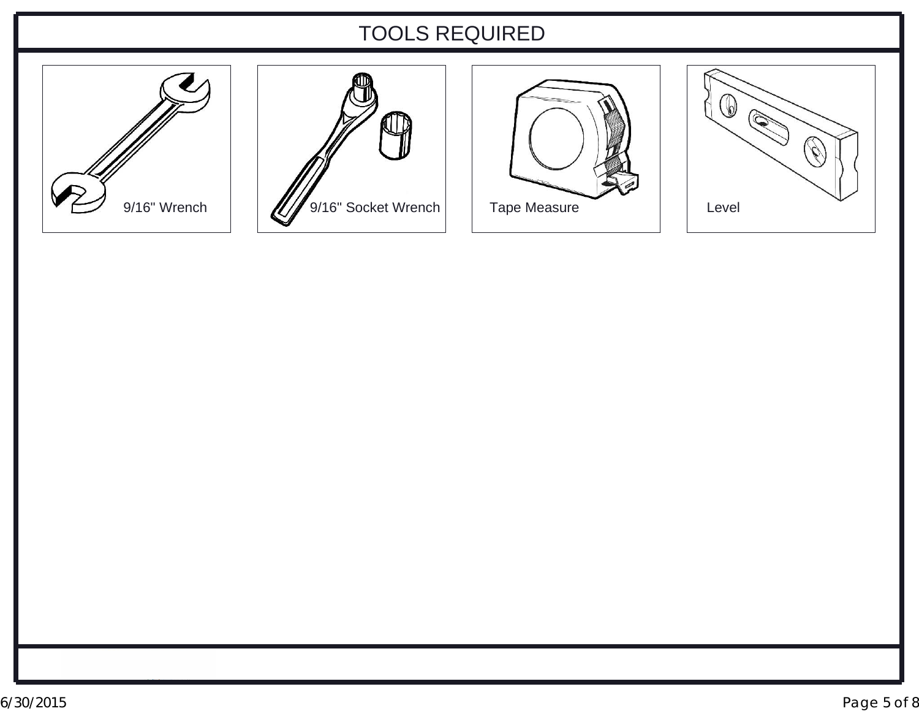# TOOLS REQUIRED

9/16" Wrench

9/16" Socket Wrench

Tape Measure

Level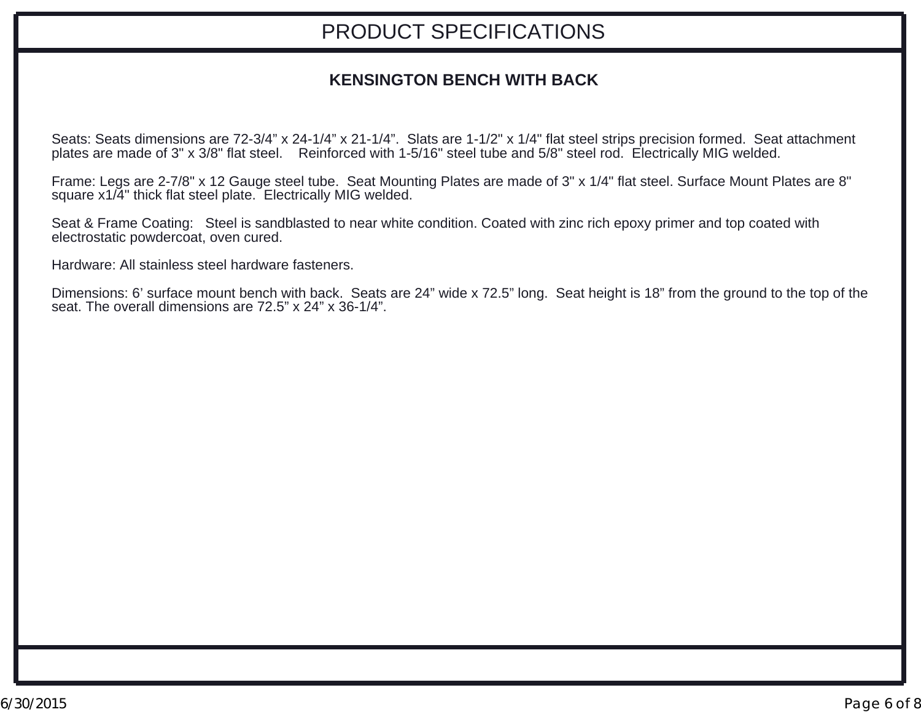# PRODUCT SPECIFICATIONS

## KENSINGTON BENCH WITH BACK

Seats: Seats dimensions are 72-3/4” x 24-1/4” x 21-1/4”. Slats are 1-1/2" x 1/4" flat steel strips precision formed. Seat attachment plates are made of 3" x 3/8" flat steel. Reinforced with 1-5/16" steel tube and 5/8" steel rod. Electrically MIG welded.

Frame: Legs are 2-7/8" x 12 Gauge steel tube. Seat Mounting Plates are made of 3" x 1/4" flat steel. Surface Mount Plates are 8" square x1/4" thick flat steel plate. Electrically MIG welded.

Seat & Frame Coating: Steel is sandblasted to near white condition. Coated with zinc rich epoxy primer and top coated with electrostatic powdercoat, oven cured.

Hardware: All stainless steel hardware fasteners.

Dimensions: 6’ surface mount bench with back. Seats are 24” wide x 72.5” long. Seat height is 18” from the ground to the top of the seat. The overall dimensions are 72.5” x 24” x 36-1/4”.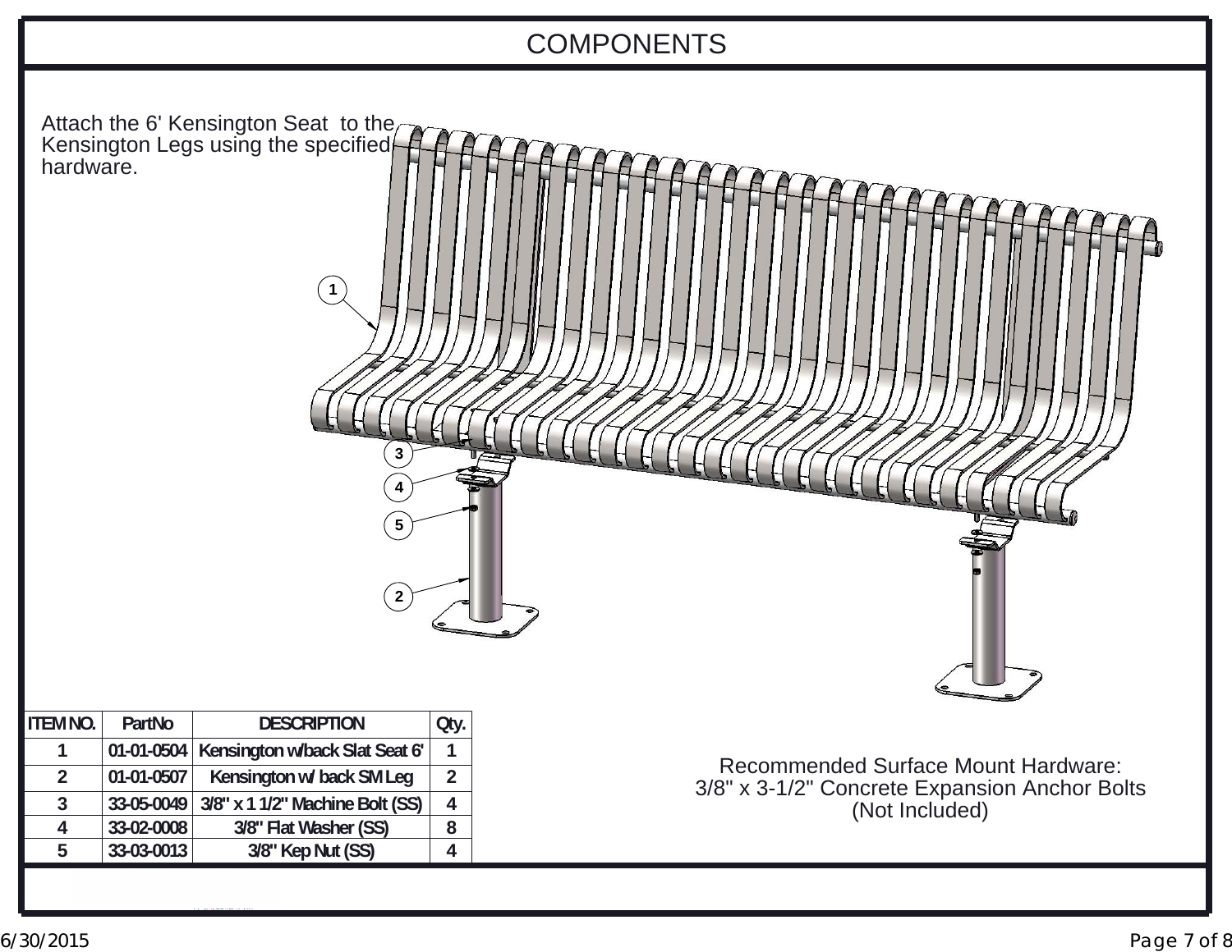# COMPONENTS

Attach the 6' Kensington Seat to the Kensington Legs using the specified hardware.

| ITEM NO. | PartNo | DESCRIPTION | Qty. |
|---|---|---|---|
| 1 | 01-01-0504 | Kensington w/back Slat Seat 6' | 1 |
| 2 | 01-01-0507 | Kensington w/ back SM Leg | 2 |
| 3 | 33-05-0049 | 3/8" x 1 1/2" Machine Bolt (SS) | 4 |
| 4 | 33-02-0008 | 3/8" Flat Washer (SS) | 8 |
| 5 | 33-03-0013 | 3/8" Kep Nut (SS) | 4 |

Recommended Surface Mount Hardware:
3/8" x 3-1/2" Concrete Expansion Anchor Bolts
(Not Included)

6/30/2015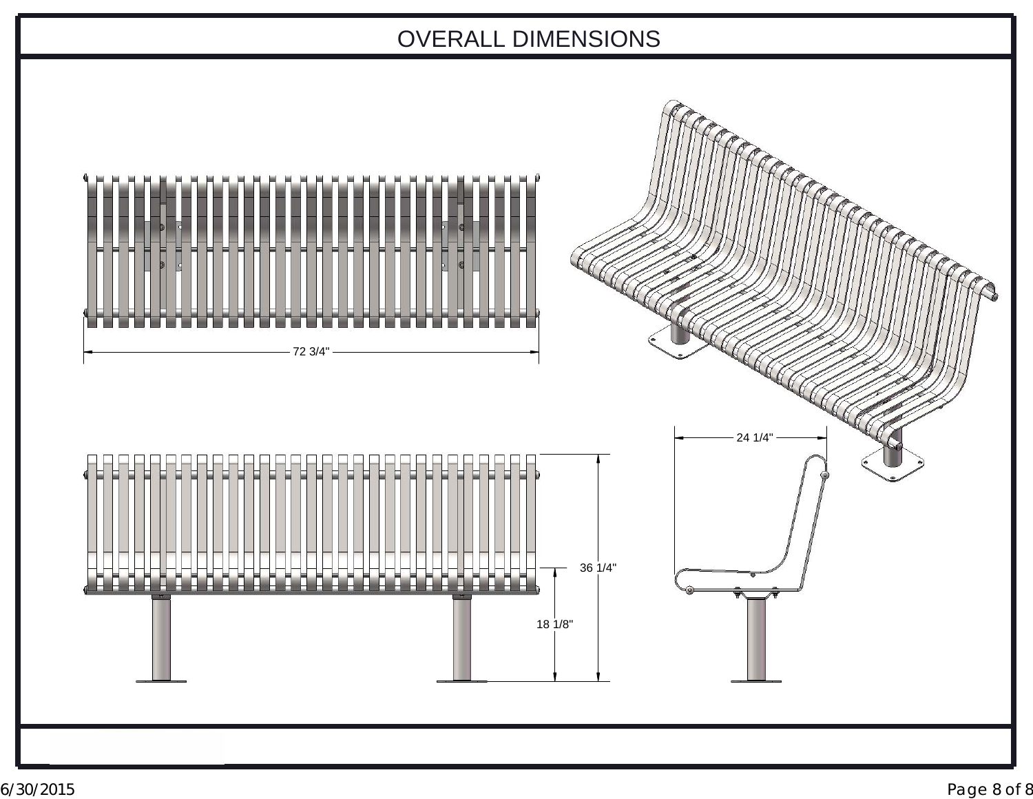# OVERALL DIMENSIONS

72 3/4"

24 1/4"

36 1/4"

18 1/8"

6/30/2015